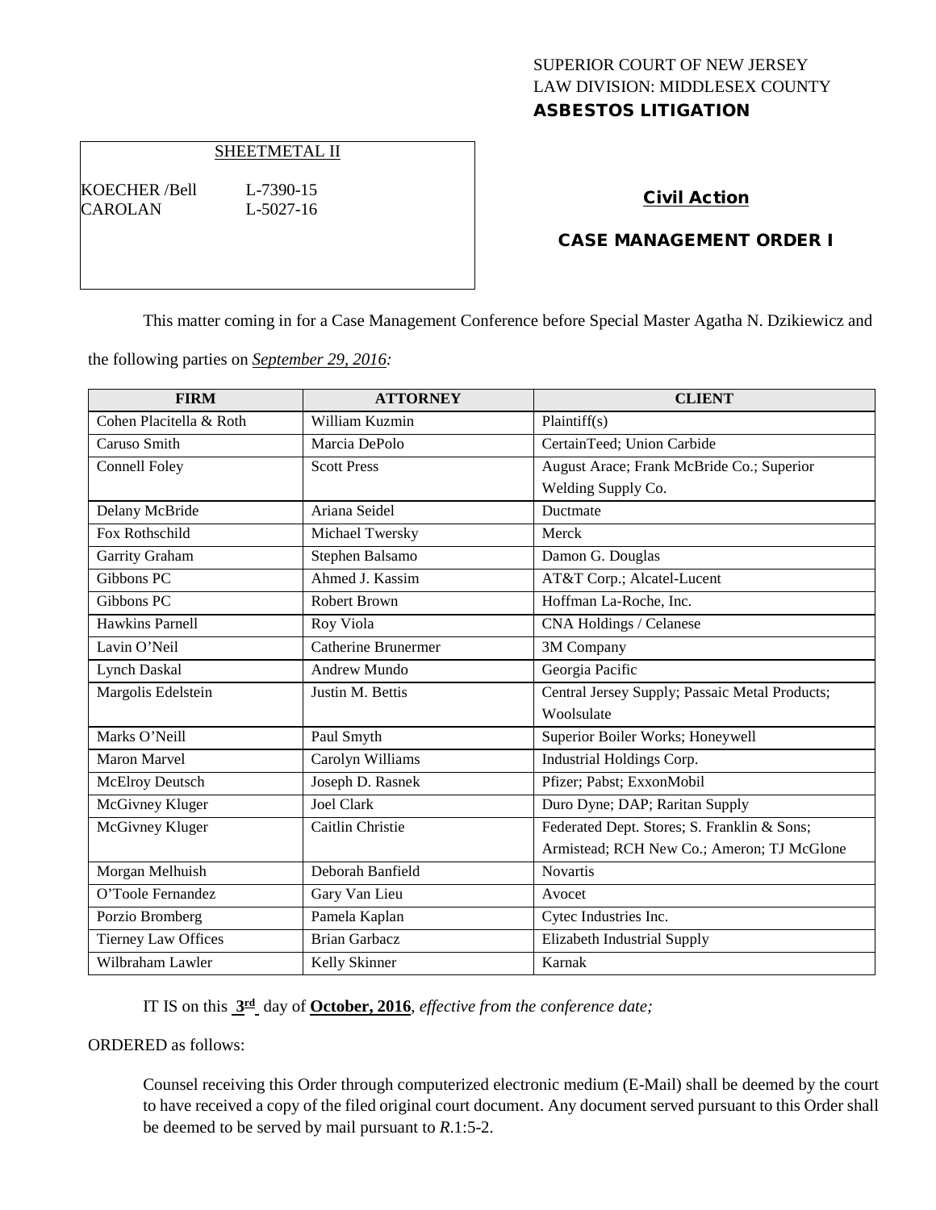SUPERIOR COURT OF NEW JERSEY
LAW DIVISION: MIDDLESEX COUNTY
**ASBESTOS LITIGATION**

SHEETMETAL II

KOECHER /Bell L-7390-15
CAROLAN L-5027-16

## Civil Action

## CASE MANAGEMENT ORDER I

This matter coming in for a Case Management Conference before Special Master Agatha N. Dzikiewicz and the following parties on *September 29, 2016:*

| FIRM | ATTORNEY | CLIENT |
|---|---|---|
| Cohen Placitella & Roth | William Kuzmin | Plaintiff(s) |
| Caruso Smith | Marcia DePolo | CertainTeed; Union Carbide |
| Connell Foley | Scott Press | August Arace; Frank McBride Co.; Superior Welding Supply Co. |
| Delany McBride | Ariana Seidel | Ductmate |
| Fox Rothschild | Michael Twersky | Merck |
| Garrity Graham | Stephen Balsamo | Damon G. Douglas |
| Gibbons PC | Ahmed J. Kassim | AT&T Corp.; Alcatel-Lucent |
| Gibbons PC | Robert Brown | Hoffman La-Roche, Inc. |
| Hawkins Parnell | Roy Viola | CNA Holdings / Celanese |
| Lavin O'Neil | Catherine Brunermer | 3M Company |
| Lynch Daskal | Andrew Mundo | Georgia Pacific |
| Margolis Edelstein | Justin M. Bettis | Central Jersey Supply; Passaic Metal Products; Woolsulate |
| Marks O'Neill | Paul Smyth | Superior Boiler Works; Honeywell |
| Maron Marvel | Carolyn Williams | Industrial Holdings Corp. |
| McElroy Deutsch | Joseph D. Rasnek | Pfizer; Pabst; ExxonMobil |
| McGivney Kluger | Joel Clark | Duro Dyne; DAP; Raritan Supply |
| McGivney Kluger | Caitlin Christie | Federated Dept. Stores; S. Franklin & Sons; Armistead; RCH New Co.; Ameron; TJ McGlone |
| Morgan Melhuish | Deborah Banfield | Novartis |
| O'Toole Fernandez | Gary Van Lieu | Avocet |
| Porzio Bromberg | Pamela Kaplan | Cytec Industries Inc. |
| Tierney Law Offices | Brian Garbacz | Elizabeth Industrial Supply |
| Wilbraham Lawler | Kelly Skinner | Karnak |

IT IS on this **3rd** day of **October, 2016**, *effective from the conference date;*

ORDERED as follows:

Counsel receiving this Order through computerized electronic medium (E-Mail) shall be deemed by the court to have received a copy of the filed original court document. Any document served pursuant to this Order shall be deemed to be served by mail pursuant to *R*.1:5-2.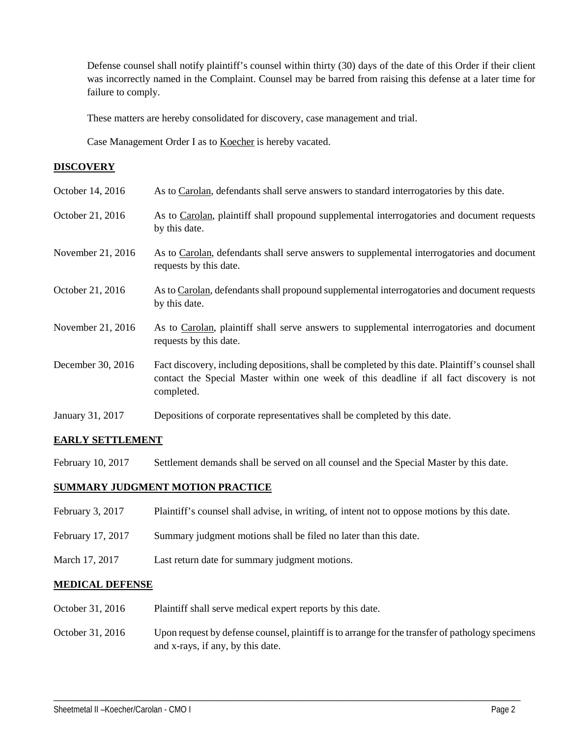Defense counsel shall notify plaintiff's counsel within thirty (30) days of the date of this Order if their client was incorrectly named in the Complaint. Counsel may be barred from raising this defense at a later time for failure to comply.

These matters are hereby consolidated for discovery, case management and trial.

Case Management Order I as to Koecher is hereby vacated.

## DISCOVERY

| | |
|---|---|
| October 14, 2016 | As to Carolan, defendants shall serve answers to standard interrogatories by this date. |
| October 21, 2016 | As to Carolan, plaintiff shall propound supplemental interrogatories and document requests by this date. |
| November 21, 2016 | As to Carolan, defendants shall serve answers to supplemental interrogatories and document requests by this date. |
| October 21, 2016 | As to Carolan, defendants shall propound supplemental interrogatories and document requests by this date. |
| November 21, 2016 | As to Carolan, plaintiff shall serve answers to supplemental interrogatories and document requests by this date. |
| December 30, 2016 | Fact discovery, including depositions, shall be completed by this date. Plaintiff's counsel shall contact the Special Master within one week of this deadline if all fact discovery is not completed. |
| January 31, 2017 | Depositions of corporate representatives shall be completed by this date. |

## EARLY SETTLEMENT

| | |
|---|---|
| February 10, 2017 | Settlement demands shall be served on all counsel and the Special Master by this date. |

## SUMMARY JUDGMENT MOTION PRACTICE

| | |
|---|---|
| February 3, 2017 | Plaintiff's counsel shall advise, in writing, of intent not to oppose motions by this date. |
| February 17, 2017 | Summary judgment motions shall be filed no later than this date. |
| March 17, 2017 | Last return date for summary judgment motions. |

## MEDICAL DEFENSE

| | |
|---|---|
| October 31, 2016 | Plaintiff shall serve medical expert reports by this date. |
| October 31, 2016 | Upon request by defense counsel, plaintiff is to arrange for the transfer of pathology specimens and x-rays, if any, by this date. |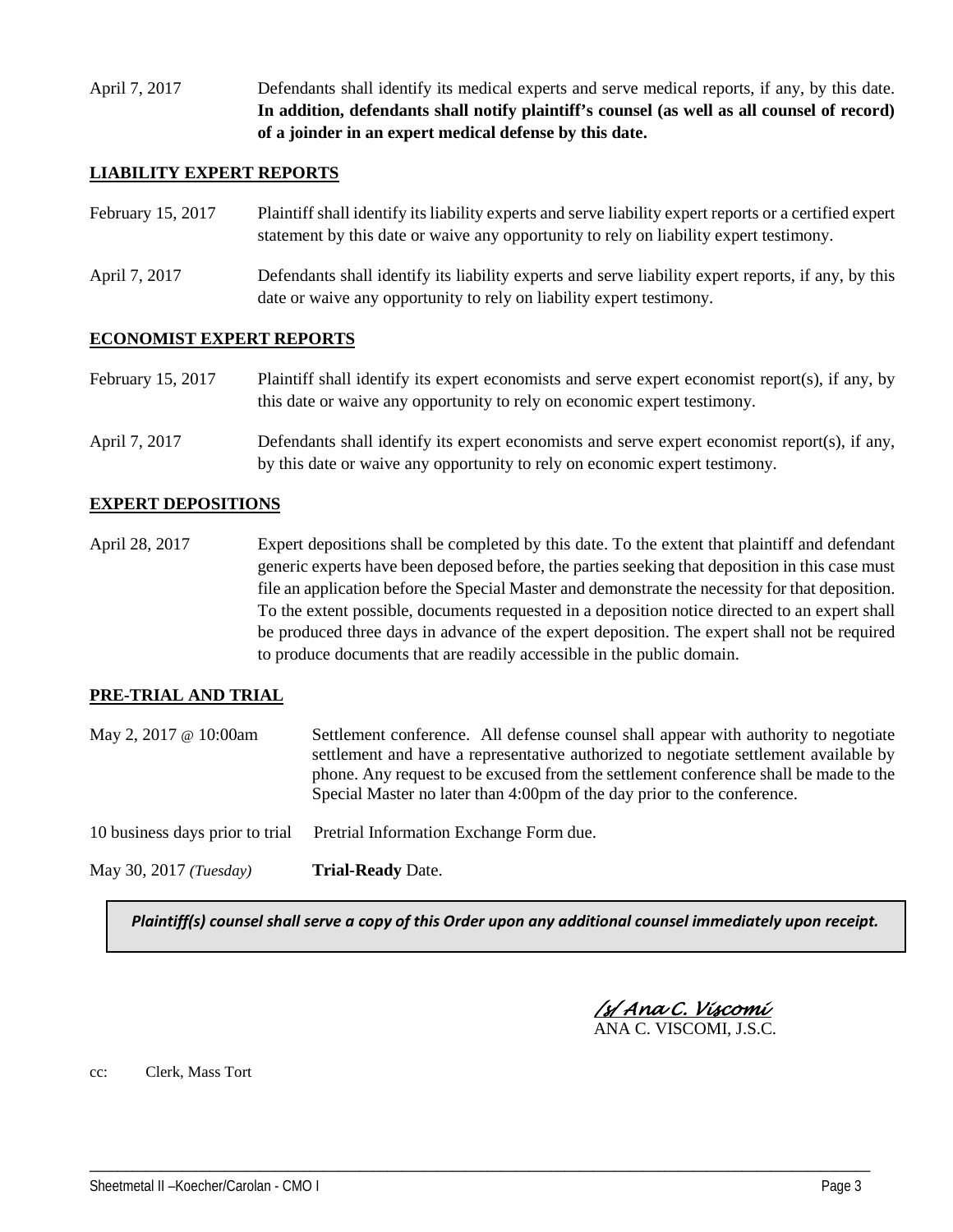April 7, 2017 Defendants shall identify its medical experts and serve medical reports, if any, by this date. **In addition, defendants shall notify plaintiff's counsel (as well as all counsel of record) of a joinder in an expert medical defense by this date.**

## LIABILITY EXPERT REPORTS

February 15, 2017 Plaintiff shall identify its liability experts and serve liability expert reports or a certified expert statement by this date or waive any opportunity to rely on liability expert testimony.

April 7, 2017 Defendants shall identify its liability experts and serve liability expert reports, if any, by this date or waive any opportunity to rely on liability expert testimony.

## ECONOMIST EXPERT REPORTS

February 15, 2017 Plaintiff shall identify its expert economists and serve expert economist report(s), if any, by this date or waive any opportunity to rely on economic expert testimony.

April 7, 2017 Defendants shall identify its expert economists and serve expert economist report(s), if any, by this date or waive any opportunity to rely on economic expert testimony.

## EXPERT DEPOSITIONS

April 28, 2017 Expert depositions shall be completed by this date. To the extent that plaintiff and defendant generic experts have been deposed before, the parties seeking that deposition in this case must file an application before the Special Master and demonstrate the necessity for that deposition. To the extent possible, documents requested in a deposition notice directed to an expert shall be produced three days in advance of the expert deposition. The expert shall not be required to produce documents that are readily accessible in the public domain.

## PRE-TRIAL AND TRIAL

May 2, 2017 @ 10:00am Settlement conference. All defense counsel shall appear with authority to negotiate settlement and have a representative authorized to negotiate settlement available by phone. Any request to be excused from the settlement conference shall be made to the Special Master no later than 4:00pm of the day prior to the conference.

10 business days prior to trial Pretrial Information Exchange Form due.

May 30, 2017 *(Tuesday)* **Trial-Ready** Date.

***Plaintiff(s) counsel shall serve a copy of this Order upon any additional counsel immediately upon receipt.***

*/s/ Ana C. Viscomi*
ANA C. VISCOMI, J.S.C.

cc: Clerk, Mass Tort